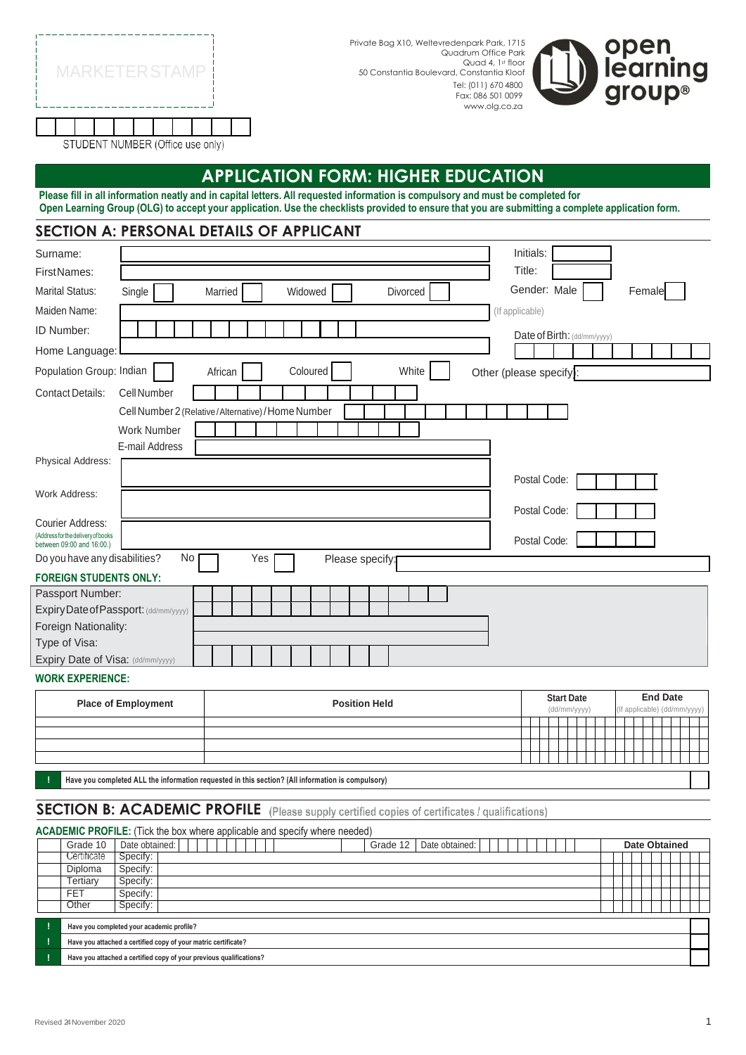MARKETER STAMP

Private Bag X10, Weltevredenpark Park, 1715
Quadrum Office Park
Quad 4, 1st floor
50 Constantia Boulevard, Constantia Kloof
Tel: (011) 670 4800
Fax: 086 501 0099
www.olg.co.za

open learning group®

STUDENT NUMBER (Office use only)

# APPLICATION FORM: HIGHER EDUCATION

**Please fill in all information neatly and in capital letters. All requested information is compulsory and must be completed for Open Learning Group (OLG) to accept your application. Use the checklists provided to ensure that you are submitting a complete application form.**

## SECTION A: PERSONAL DETAILS OF APPLICANT

Surname: &emsp; Initials:

First Names: &emsp; Title:

Marital Status: Single ☐ Married ☐ Widowed ☐ Divorced ☐ &emsp; Gender: Male ☐ Female ☐

Maiden Name: &emsp; (If applicable)

ID Number: &emsp; Date of Birth: (dd/mm/yyyy)

Home Language:

Population Group: Indian ☐ African ☐ Coloured ☐ White ☐ Other (please specify):

Contact Details: Cell Number

Cell Number 2 (Relative / Alternative) / Home Number

Work Number

E-mail Address

Physical Address: &emsp; Postal Code:

Work Address: &emsp; Postal Code:

Courier Address: (Address for the delivery of books between 09:00 and 16:00.) &emsp; Postal Code:

Do you have any disabilities? No ☐ Yes ☐ Please specify:

**FOREIGN STUDENTS ONLY:**

Passport Number:

Expiry Date of Passport: (dd/mm/yyyy)

Foreign Nationality:

Type of Visa:

Expiry Date of Visa: (dd/mm/yyyy)

**WORK EXPERIENCE:**

| Place of Employment | Position Held | Start Date (dd/mm/yyyy) | End Date (If applicable) (dd/mm/yyyy) |
|---|---|---|---|
| | | | |
| | | | |
| | | | |
| | | | |

**!** **Have you completed ALL the information requested in this section? (All information is compulsory)** ☐

## SECTION B: ACADEMIC PROFILE (Please supply certified copies of certificates / qualifications)

**ACADEMIC PROFILE:** (Tick the box where applicable and specify where needed)

| | | | | Date Obtained |
|---|---|---|---|---|
| ☐ | Grade 10 | Date obtained: | Grade 12 &emsp; Date obtained: | |
| ☐ | Certificate | Specify: | | |
| ☐ | Diploma | Specify: | | |
| ☐ | Tertiary | Specify: | | |
| ☐ | FET | Specify: | | |
| ☐ | Other | Specify: | | |

**!** **Have you completed your academic profile?** ☐

**!** **Have you attached a certified copy of your matric certificate?** ☐

**!** **Have you attached a certified copy of your previous qualifications?** ☐

Revised 24 November 2020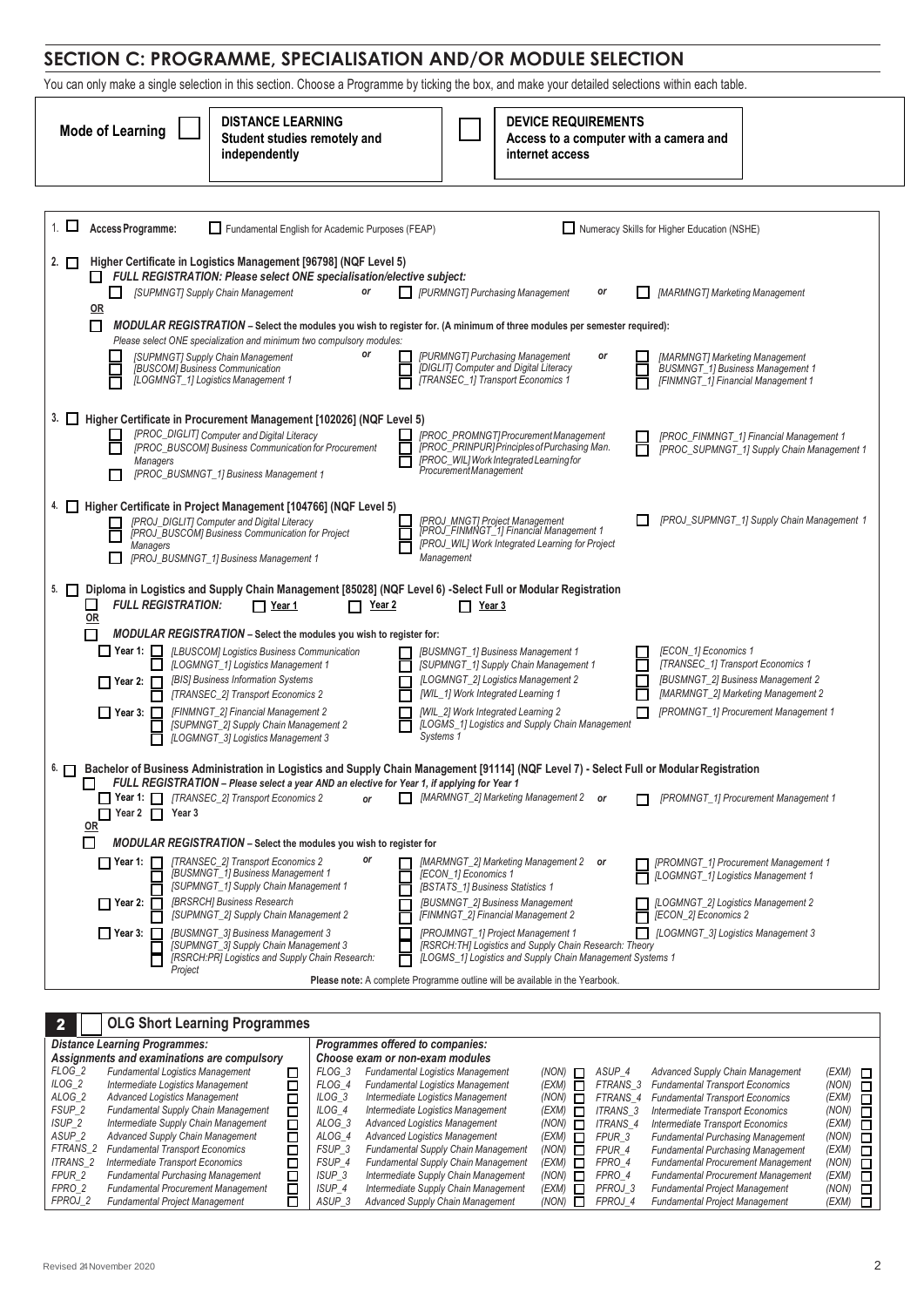## SECTION C: PROGRAMME, SPECIALISATION AND/OR MODULE SELECTION

You can only make a single selection in this section. Choose a Programme by ticking the box, and make your detailed selections within each table.

| Mode of Learning | ☐ | **DISTANCE LEARNING** Student studies remotely and independently | ☐ | **DEVICE REQUIREMENTS** Access to a computer with a camera and internet access |
|---|---|---|---|---|

**1. ☐ Access Programme:** ☐ Fundamental English for Academic Purposes (FEAP) ☐ Numeracy Skills for Higher Education (NSHE)

**2. ☐ Higher Certificate in Logistics Management [96798] (NQF Level 5)**

☐ ***FULL REGISTRATION: Please select ONE specialisation/elective subject:***

☐ *[SUPMNGT] Supply Chain Management* **or** ☐ *[PURMNGT] Purchasing Management* **or** ☐ *[MARMNGT] Marketing Management*

**OR**

☐ ***MODULAR REGISTRATION*** – **Select the modules you wish to register for. (A minimum of three modules per semester required):**

*Please select ONE specialization and minimum two compulsory modules:*

| | | |
|---|---|---|
| ☐ *[SUPMNGT] Supply Chain Management* **or** | ☐ *[PURMNGT] Purchasing Management* **or** | ☐ *[MARMNGT] Marketing Management* |
| ☐ *[BUSCOM] Business Communication* | ☐ *[DIGLIT] Computer and Digital Literacy* | ☐ *BUSMNGT_1] Business Management 1* |
| ☐ *[LOGMNGT_1] Logistics Management 1* | ☐ *[TRANSEC_1] Transport Economics 1* | ☐ *[FINMNGT_1] Financial Management 1* |

**3. ☐ Higher Certificate in Procurement Management [102026] (NQF Level 5)**

| | | |
|---|---|---|
| ☐ *[PROC_DIGLIT] Computer and Digital Literacy* | ☐ *[PROC_PROMNGT] Procurement Management* | ☐ *[PROC_FINMNGT_1] Financial Management 1* |
| ☐ *[PROC_BUSCOM] Business Communication for Procurement Managers* | ☐ *[PROC_PRINPUR] Principles of Purchasing Man.* | ☐ *[PROC_SUPMNGT_1] Supply Chain Management 1* |
| ☐ *[PROC_BUSMNGT_1] Business Management 1* | ☐ *[PROC_WIL] Work Integrated Learning for Procurement Management* | |

**4. ☐ Higher Certificate in Project Management [104766] (NQF Level 5)**

| | | |
|---|---|---|
| ☐ *[PROJ_DIGLIT] Computer and Digital Literacy* | ☐ *[PROJ_MNGT] Project Management* | ☐ *[PROJ_SUPMNGT_1] Supply Chain Management 1* |
| ☐ *[PROJ_BUSCOM] Business Communication for Project Managers* | ☐ *[PROJ_FINMNGT_1] Financial Management 1* | |
| ☐ *[PROJ_BUSMNGT_1] Business Management 1* | ☐ *[PROJ_WIL] Work Integrated Learning for Project Management* | |

**5. ☐ Diploma in Logistics and Supply Chain Management [85028] (NQF Level 6) -Select Full or Modular Registration**

☐ ***FULL REGISTRATION:*** ☐ **Year 1** ☐ **Year 2** ☐ **Year 3**

**OR**

☐ ***MODULAR REGISTRATION*** – **Select the modules you wish to register for:**

| | | | |
|---|---|---|---|
| ☐ **Year 1:** | ☐ *[LBUSCOM] Logistics Business Communication* | ☐ *[BUSMNGT_1] Business Management 1* | ☐ *[ECON_1] Economics 1* |
| | ☐ *[LOGMNGT_1] Logistics Management 1* | ☐ *[SUPMNGT_1] Supply Chain Management 1* | ☐ *[TRANSEC_1] Transport Economics 1* |
| ☐ **Year 2:** | ☐ *[BIS] Business Information Systems* | ☐ *[LOGMNGT_2] Logistics Management 2* | ☐ *[BUSMNGT_2] Business Management 2* |
| | ☐ *[TRANSEC_2] Transport Economics 2* | ☐ *[WIL_1] Work Integrated Learning 1* | ☐ *[MARMNGT_2] Marketing Management 2* |
| ☐ **Year 3:** | ☐ *[FINMNGT_2] Financial Management 2* | ☐ *[WIL_2] Work Integrated Learning 2* | ☐ *[PROMNGT_1] Procurement Management 1* |
| | ☐ *[SUPMNGT_2] Supply Chain Management 2* | ☐ *[LOGMS_1] Logistics and Supply Chain Management Systems 1* | |
| | ☐ *[LOGMNGT_3] Logistics Management 3* | | |

**6. ☐ Bachelor of Business Administration in Logistics and Supply Chain Management [91114] (NQF Level 7) - Select Full or Modular Registration**

☐ ***FULL REGISTRATION – Please select a year AND an elective for Year 1, if applying for Year 1***

☐ **Year 1:** ☐ *[TRANSEC_2] Transport Economics 2* **or** ☐ *[MARMNGT_2] Marketing Management 2* **or** ☐ *[PROMNGT_1] Procurement Management 1*

☐ **Year 2** ☐ **Year 3**

**OR**

☐ ***MODULAR REGISTRATION*** – **Select the modules you wish to register for**

| | | | |
|---|---|---|---|
| ☐ **Year 1:** | ☐ *[TRANSEC_2] Transport Economics 2* **or** | ☐ *[MARMNGT_2] Marketing Management 2* **or** | ☐ *[PROMNGT_1] Procurement Management 1* |
| | ☐ *[BUSMNGT_1] Business Management 1* | ☐ *[ECON_1] Economics 1* | ☐ *[LOGMNGT_1] Logistics Management 1* |
| | ☐ *[SUPMNGT_1] Supply Chain Management 1* | ☐ *[BSTATS_1] Business Statistics 1* | |
| ☐ **Year 2:** | ☐ *[BRSRCH] Business Research* | ☐ *[BUSMNGT_2] Business Management* | ☐ *[LOGMNGT_2] Logistics Management 2* |
| | ☐ *[SUPMNGT_2] Supply Chain Management 2* | ☐ *[FINMNGT_2] Financial Management 2* | ☐ *[ECON_2] Economics 2* |
| ☐ **Year 3:** | ☐ *[BUSMNGT_3] Business Management 3* | ☐ *[PROJMNGT_1] Project Management 1* | ☐ *[LOGMNGT_3] Logistics Management 3* |
| | ☐ *[SUPMNGT_3] Supply Chain Management 3* | ☐ *[RSRCH:TH] Logistics and Supply Chain Research: Theory* | |
| | ☐ *[RSRCH:PR] Logistics and Supply Chain Research: Project* | ☐ *[LOGMS_1] Logistics and Supply Chain Management Systems 1* | |

**Please note:** A complete Programme outline will be available in the Yearbook.

## 2 ☐ OLG Short Learning Programmes

| *Distance Learning Programmes: Assignments and examinations are compulsory* | | | *Programmes offered to companies: Choose exam or non-exam modules* | | | | | | | |
|---|---|---|---|---|---|---|---|---|---|---|
| *FLOG_2* | *Fundamental Logistics Management* | ☐ | *FLOG_3* | *Fundamental Logistics Management* | *(NON)* ☐ | *ASUP_4* | *Advanced Supply Chain Management* | *(EXM)* ☐ |
| *ILOG_2* | *Intermediate Logistics Management* | ☐ | *FLOG_4* | *Fundamental Logistics Management* | *(EXM)* ☐ | *FTRANS_3* | *Fundamental Transport Economics* | *(NON)* ☐ |
| *ALOG_2* | *Advanced Logistics Management* | ☐ | *ILOG_3* | *Intermediate Logistics Management* | *(NON)* ☐ | *FTRANS_4* | *Fundamental Transport Economics* | *(EXM)* ☐ |
| *FSUP_2* | *Fundamental Supply Chain Management* | ☐ | *ILOG_4* | *Intermediate Logistics Management* | *(EXM)* ☐ | *ITRANS_3* | *Intermediate Transport Economics* | *(NON)* ☐ |
| *ISUP_2* | *Intermediate Supply Chain Management* | ☐ | *ALOG_3* | *Advanced Logistics Management* | *(NON)* ☐ | *ITRANS_4* | *Intermediate Transport Economics* | *(EXM)* ☐ |
| *ASUP_2* | *Advanced Supply Chain Management* | ☐ | *ALOG_4* | *Advanced Logistics Management* | *(EXM)* ☐ | *FPUR_3* | *Fundamental Purchasing Management* | *(NON)* ☐ |
| *FTRANS_2* | *Fundamental Transport Economics* | ☐ | *FSUP_3* | *Fundamental Supply Chain Management* | *(NON)* ☐ | *FPUR_4* | *Fundamental Purchasing Management* | *(EXM)* ☐ |
| *ITRANS_2* | *Intermediate Transport Economics* | ☐ | *FSUP_4* | *Fundamental Supply Chain Management* | *(EXM)* ☐ | *FPRO_4* | *Fundamental Procurement Management* | *(NON)* ☐ |
| *FPUR_2* | *Fundamental Purchasing Management* | ☐ | *ISUP_3* | *Intermediate Supply Chain Management* | *(NON)* ☐ | *FPRO_4* | *Fundamental Procurement Management* | *(EXM)* ☐ |
| *FPRO_2* | *Fundamental Procurement Management* | ☐ | *ISUP_4* | *Intermediate Supply Chain Management* | *(EXM)* ☐ | *PFROJ_3* | *Fundamental Project Management* | *(NON)* ☐ |
| *FPROJ_2* | *Fundamental Project Management* | ☐ | *ASUP_3* | *Advanced Supply Chain Management* | *(NON)* ☐ | *FPROJ_4* | *Fundamental Project Management* | *(EXM)* ☐ |

Revised 24 November 2020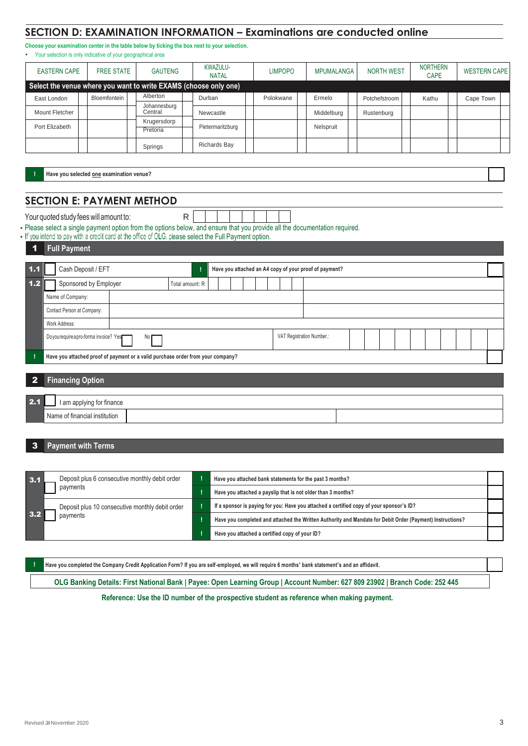## SECTION D: EXAMINATION INFORMATION – Examinations are conducted online

**Choose your examination center in the table below by ticking the box next to your selection.**

- Your selection is only indicative of your geographical area

| EASTERN CAPE | FREE STATE | GAUTENG | KWAZULU-NATAL | LIMPOPO | MPUMALANGA | NORTH WEST | NORTHERN CAPE | WESTERN CAPE |
|---|---|---|---|---|---|---|---|---|
| **Select the venue where you want to write EXAMS (choose only one)** | | | | | | | | |
| East London | Bloemfontein | Alberton | Durban | Polokwane | Ermelo | Potchefstroom | Kathu | Cape Town |
| Mount Fletcher | | Johannesburg Central | Newcastle | | Middelburg | Rustenburg | | |
| Port Elizabeth | | Krugersdorp | Pietermaritzburg | | Nelspruit | | | |
| | | Pretoria | | | | | | |
| | | Springs | Richards Bay | | | | | |

! **Have you selected one examination venue?** ☐

## SECTION E: PAYMENT METHOD

Your quoted study fees will amount to: R

- Please select a single payment option from the options below, and ensure that you provide all the documentation required.
- If you intend to pay with a credit card at the office of OLG, please select the Full Payment option.

### 1 Full Payment

**1.1** ☐ Cash Deposit / EFT — ! **Have you attached an A4 copy of your proof of payment?** ☐

**1.2** ☐ Sponsored by Employer — Total amount: R

Name of Company:

Contact Person at Company:

Work Address:

Do you require a pro-forma invoice? Yes ☐ No ☐ — VAT Registration Number.:

! **Have you attached proof of payment or a valid purchase order from your company?** ☐

### 2 Financing Option

**2.1** ☐ I am applying for finance

Name of financial institution

### 3 Payment with Terms

**3.1** ☐ Deposit plus 6 consecutive monthly debit order payments

**3.2** ☐ Deposit plus 10 consecutive monthly debit order payments

! **Have you attached bank statements for the past 3 months?** ☐

! **Have you attached a payslip that is not older than 3 months?** ☐

! **If a sponsor is paying for you: Have you attached a certified copy of your sponsor's ID?** ☐

! **Have you completed and attached the Written Authority and Mandate for Debit Order (Payment) Instructions?** ☐

! **Have you attached a certified copy of your ID?** ☐

! **Have you completed the Company Credit Application Form? If you are self-employed, we will require 6 months' bank statement's and an affidavit.** ☐

**OLG Banking Details: First National Bank | Payee: Open Learning Group | Account Number: 627 809 23902 | Branch Code: 252 445**

**Reference: Use the ID number of the prospective student as reference when making payment.**

Revised 24 November 2020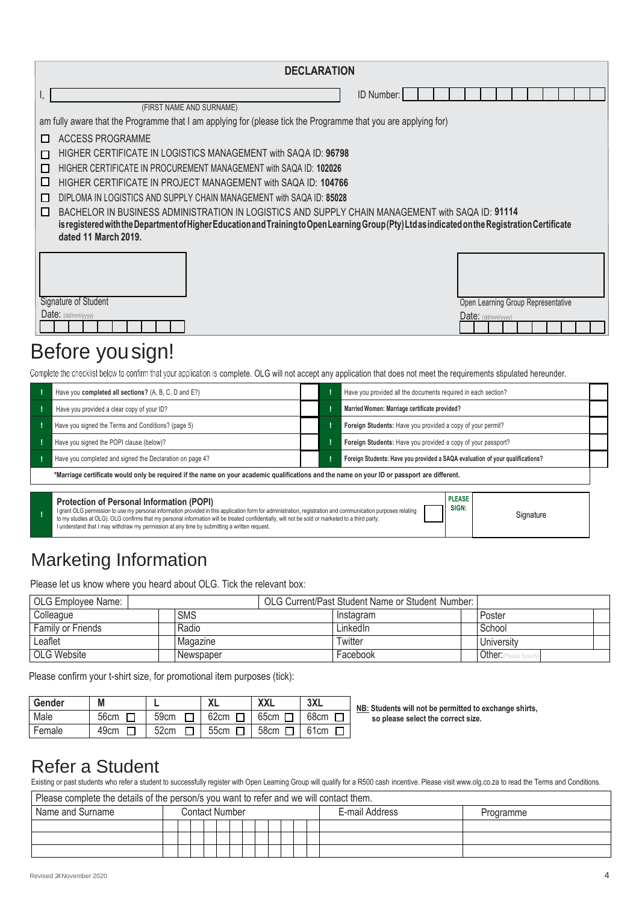## DECLARATION

I, \_\_\_\_\_\_\_\_\_\_\_\_\_\_\_\_\_\_\_\_\_\_\_\_\_\_\_\_\_\_ ID Number: \_\_\_\_\_\_\_\_\_\_\_\_\_

(FIRST NAME AND SURNAME)

am fully aware that the Programme that I am applying for (please tick the Programme that you are applying for)

- ☐ ACCESS PROGRAMME
- ☐ HIGHER CERTIFICATE IN LOGISTICS MANAGEMENT with SAQA ID: **96798**
- ☐ HIGHER CERTIFICATE IN PROCUREMENT MANAGEMENT with SAQA ID: **102026**
- ☐ HIGHER CERTIFICATE IN PROJECT MANAGEMENT with SAQA ID: **104766**
- ☐ DIPLOMA IN LOGISTICS AND SUPPLY CHAIN MANAGEMENT with SAQA ID: **85028**
- ☐ BACHELOR IN BUSINESS ADMINISTRATION IN LOGISTICS AND SUPPLY CHAIN MANAGEMENT with SAQA ID: **91114**

**is registered with the Department of Higher Education and Training to Open Learning Group (Pty) Ltd as indicated on the Registration Certificate dated 11 March 2019.**

Signature of Student

Date: (dd/mm/yyyy)

Open Learning Group Representative

Date: (dd/mm/yyyy)

# Before you sign!

Complete the checklist below to confirm that your application is complete. OLG will not accept any application that does not meet the requirements stipulated hereunder.

| | | | | | |
|---|---|---|---|---|---|
| ! | Have you **completed all sections?** (A, B, C, D and E?) | | ! | Have you provided all the documents required in each section? | |
| ! | Have you provided a clear copy of your ID? | | ! | **Married Women: Marriage certificate provided?** | |
| ! | Have you signed the Terms and Conditions? (page 5) | | ! | **Foreign Students:** Have you provided a copy of your permit? | |
| ! | Have you signed the POPI clause (below)? | | ! | **Foreign Students:** Have you provided a copy of your passport? | |
| ! | Have you completed and signed the Declaration on page 4? | | ! | **Foreign Students: Have you provided a SAQA evaluation of your qualifications?** | |

***Marriage certificate would only be required if the name on your academic qualifications and the name on your ID or passport are different.**

| | | | | |
|---|---|---|---|---|
| ! | **Protection of Personal Information (POPI)**<br>I grant OLG permission to use my personal information provided in this application form for administration, registration and communication purposes relating to my studies at OLG). OLG confirms that my personal information will be treated confidentially, will not be sold or marketed to a third party.<br>I understand that I may withdraw my permission at any time by submitting a written request. | | **PLEASE SIGN:** | Signature |

# Marketing Information

Please let us know where you heard about OLG. Tick the relevant box:

| OLG Employee Name: | | | OLG Current/Past Student Name or Student Number: | | | |
|---|---|---|---|---|---|---|
| Colleague | | SMS | Instagram | | Poster | |
| Family or Friends | | Radio | LinkedIn | | School | |
| Leaflet | | Magazine | Twitter | | University | |
| OLG Website | | Newspaper | Facebook | | Other: (Please Specify) | |

Please confirm your t-shirt size, for promotional item purposes (tick):

| Gender | M | L | XL | XXL | 3XL |
|---|---|---|---|---|---|
| Male | 56cm ☐ | 59cm ☐ | 62cm ☐ | 65cm ☐ | 68cm ☐ |
| Female | 49cm ☐ | 52cm ☐ | 55cm ☐ | 58cm ☐ | 61cm ☐ |

**NB: Students will not be permitted to exchange shirts, so please select the correct size.**

# Refer a Student

Existing or past students who refer a student to successfully register with Open Learning Group will qualify for a R500 cash incentive. Please visit www.olg.co.za to read the Terms and Conditions.

Please complete the details of the person/s you want to refer and we will contact them.

| Name and Surname | Contact Number | E-mail Address | Programme |
|---|---|---|---|
| | | | |
| | | | |
| | | | |

Revised 24 November 2020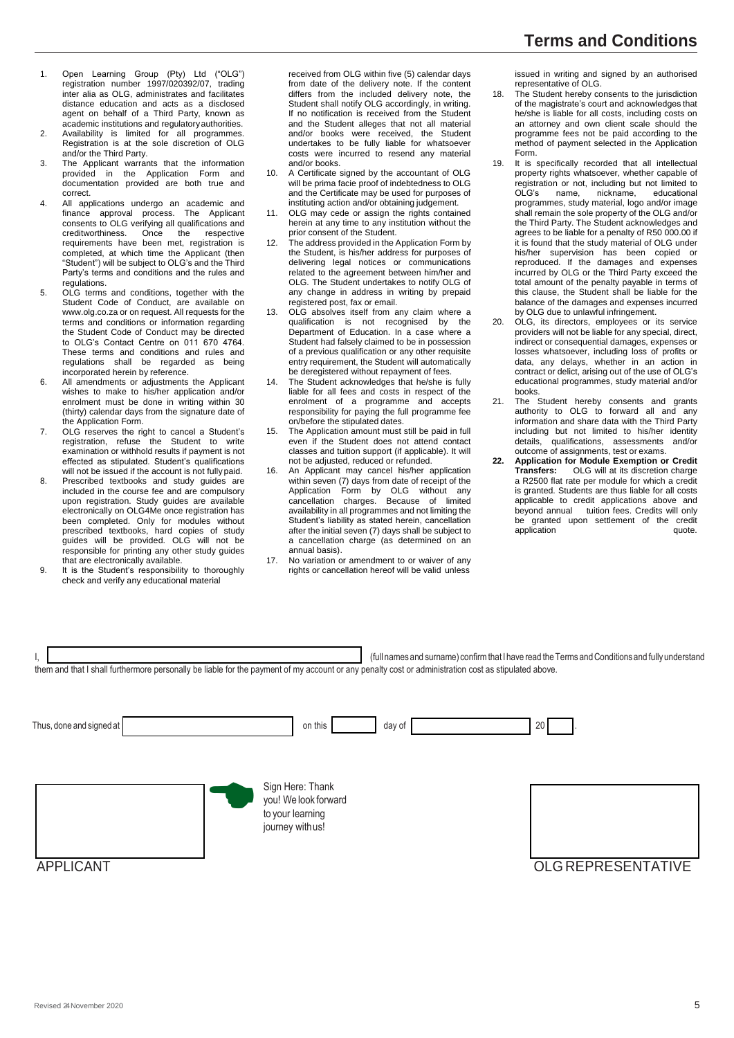# Terms and Conditions

1. Open Learning Group (Pty) Ltd ("OLG") registration number 1997/020392/07, trading inter alia as OLG, administrates and facilitates distance education and acts as a disclosed agent on behalf of a Third Party, known as academic institutions and regulatory authorities.
2. Availability is limited for all programmes. Registration is at the sole discretion of OLG and/or the Third Party.
3. The Applicant warrants that the information provided in the Application Form and documentation provided are both true and correct.
4. All applications undergo an academic and finance approval process. The Applicant consents to OLG verifying all qualifications and creditworthiness. Once the respective requirements have been met, registration is completed, at which time the Applicant (then "Student") will be subject to OLG's and the Third Party's terms and conditions and the rules and regulations.
5. OLG terms and conditions, together with the Student Code of Conduct, are available on www.olg.co.za or on request. All requests for the terms and conditions or information regarding the Student Code of Conduct may be directed to OLG's Contact Centre on 011 670 4764. These terms and conditions and rules and regulations shall be regarded as being incorporated herein by reference.
6. All amendments or adjustments the Applicant wishes to make to his/her application and/or enrolment must be done in writing within 30 (thirty) calendar days from the signature date of the Application Form.
7. OLG reserves the right to cancel a Student's registration, refuse the Student to write examination or withhold results if payment is not effected as stipulated. Student's qualifications will not be issued if the account is not fully paid.
8. Prescribed textbooks and study guides are included in the course fee and are compulsory upon registration. Study guides are available electronically on OLG4Me once registration has been completed. Only for modules without prescribed textbooks, hard copies of study guides will be provided. OLG will not be responsible for printing any other study guides that are electronically available.
9. It is the Student's responsibility to thoroughly check and verify any educational material received from OLG within five (5) calendar days from date of the delivery note. If the content differs from the included delivery note, the Student shall notify OLG accordingly, in writing. If no notification is received from the Student and the Student alleges that not all material and/or books were received, the Student undertakes to be fully liable for whatsoever costs were incurred to resend any material and/or books.
10. A Certificate signed by the accountant of OLG will be prima facie proof of indebtedness to OLG and the Certificate may be used for purposes of instituting action and/or obtaining judgement.
11. OLG may cede or assign the rights contained herein at any time to any institution without the prior consent of the Student.
12. The address provided in the Application Form by the Student, is his/her address for purposes of delivering legal notices or communications related to the agreement between him/her and OLG. The Student undertakes to notify OLG of any change in address in writing by prepaid registered post, fax or email.
13. OLG absolves itself from any claim where a qualification is not recognised by the Department of Education. In a case where a Student had falsely claimed to be in possession of a previous qualification or any other requisite entry requirement, the Student will automatically be deregistered without repayment of fees.
14. The Student acknowledges that he/she is fully liable for all fees and costs in respect of the enrolment of a programme and accepts responsibility for paying the full programme fee on/before the stipulated dates.
15. The Application amount must still be paid in full even if the Student does not attend contact classes and tuition support (if applicable). It will not be adjusted, reduced or refunded.
16. An Applicant may cancel his/her application within seven (7) days from date of receipt of the Application Form by OLG without any cancellation charges. Because of limited availability in all programmes and not limiting the Student's liability as stated herein, cancellation after the initial seven (7) days shall be subject to a cancellation charge (as determined on an annual basis).
17. No variation or amendment to or waiver of any rights or cancellation hereof will be valid unless issued in writing and signed by an authorised representative of OLG.
18. The Student hereby consents to the jurisdiction of the magistrate's court and acknowledges that he/she is liable for all costs, including costs on an attorney and own client scale should the programme fees not be paid according to the method of payment selected in the Application Form.
19. It is specifically recorded that all intellectual property rights whatsoever, whether capable of registration or not, including but not limited to OLG's name, nickname, educational programmes, study material, logo and/or image shall remain the sole property of the OLG and/or the Third Party. The Student acknowledges and agrees to be liable for a penalty of R50 000.00 if it is found that the study material of OLG under his/her supervision has been copied or reproduced. If the damages and expenses incurred by OLG or the Third Party exceed the total amount of the penalty payable in terms of this clause, the Student shall be liable for the balance of the damages and expenses incurred by OLG due to unlawful infringement.
20. OLG, its directors, employees or its service providers will not be liable for any special, direct, indirect or consequential damages, expenses or losses whatsoever, including loss of profits or data, any delays, whether in an action in contract or delict, arising out of the use of OLG's educational programmes, study material and/or books.
21. The Student hereby consents and grants authority to OLG to forward all and any information and share data with the Third Party including but not limited to his/her identity details, qualifications, assessments and/or outcome of assignments, test or exams.
22. **Application for Module Exemption or Credit Transfers:** OLG will at its discretion charge a R2500 flat rate per module for which a credit is granted. Students are thus liable for all costs applicable to credit applications above and beyond annual tuition fees. Credits will only be granted upon settlement of the credit application quote.

I, ______________________________ (full names and surname) confirm that I have read the Terms and Conditions and fully understand them and that I shall furthermore personally be liable for the payment of my account or any penalty cost or administration cost as stipulated above.

Thus, done and signed at ______________ on this ______ day of ______________ 20____.

Sign Here: Thank you! We look forward to your learning journey with us!

APPLICANT

OLG REPRESENTATIVE

Revised 24 November 2020